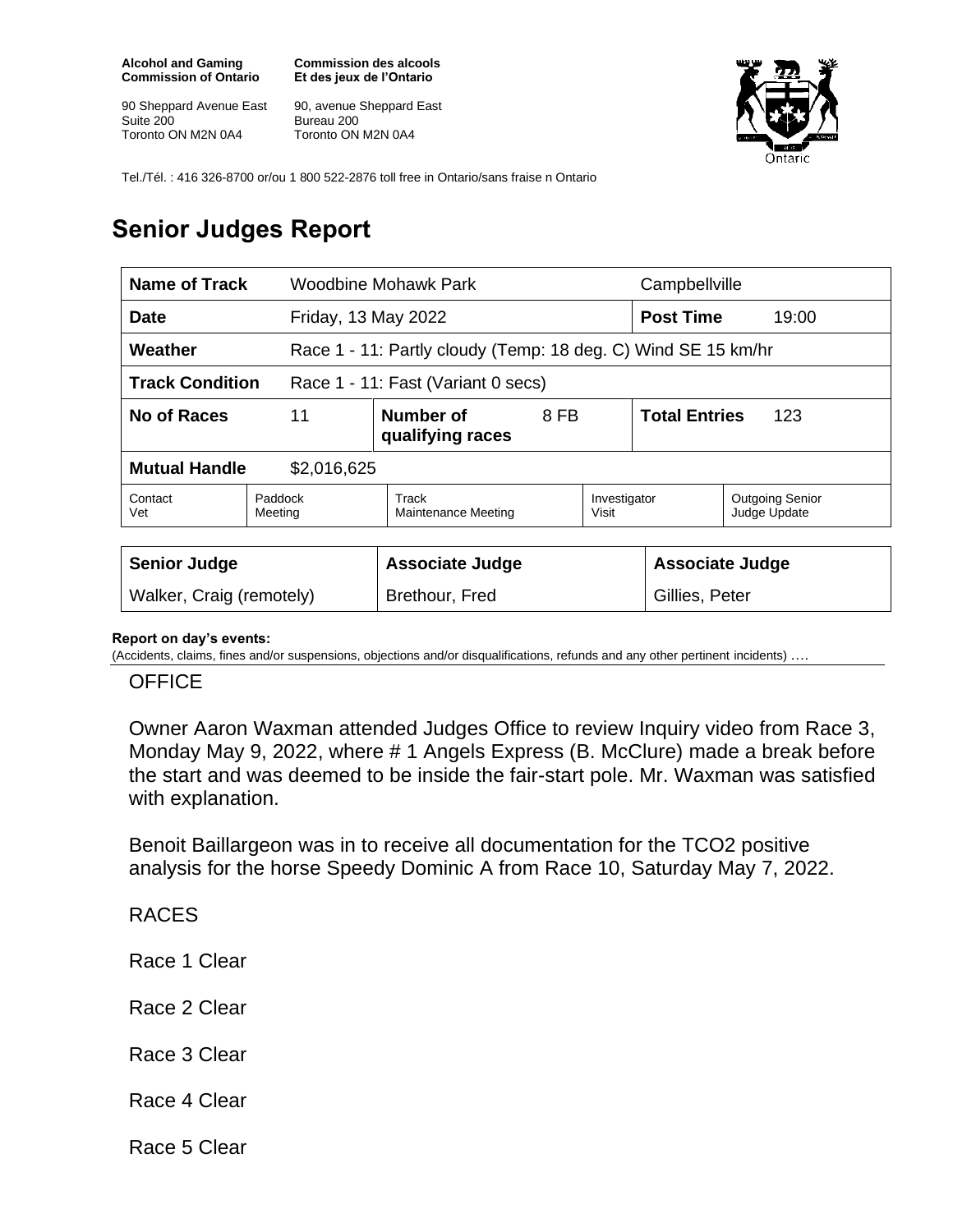**Alcohol and Gaming Commission of Ontario**

90 Sheppard Avenue East
Suite 200
Toronto ON M2N 0A4

**Commission des alcools Et des jeux de l'Ontario**

90, avenue Sheppard East
Bureau 200
Toronto ON M2N 0A4

Tel./Tél. : 416 326-8700 or/ou 1 800 522-2876 toll free in Ontario/sans fraise n Ontario

# Senior Judges Report

| **Name of Track** | Woodbine Mohawk Park | | | Campbellville | |
|---|---|---|---|---|---|
| **Date** | Friday, 13 May 2022 | | | **Post Time** | 19:00 |
| **Weather** | Race 1 - 11: Partly cloudy (Temp: 18 deg. C) Wind SE 15 km/hr | | | | |
| **Track Condition** | Race 1 - 11: Fast (Variant 0 secs) | | | | |
| **No of Races** | 11 | **Number of qualifying races** | 8 FB | **Total Entries** | 123 |
| **Mutual Handle** | $2,016,625 | | | | |
| Contact Vet | Paddock Meeting | Track Maintenance Meeting | Investigator Visit | Outgoing Senior Judge Update | |

| **Senior Judge** | **Associate Judge** | **Associate Judge** |
|---|---|---|
| Walker, Craig (remotely) | Brethour, Fred | Gillies, Peter |

**Report on day's events:**
(Accidents, claims, fines and/or suspensions, objections and/or disqualifications, refunds and any other pertinent incidents) ….

OFFICE

Owner Aaron Waxman attended Judges Office to review Inquiry video from Race 3, Monday May 9, 2022, where # 1 Angels Express (B. McClure) made a break before the start and was deemed to be inside the fair-start pole. Mr. Waxman was satisfied with explanation.

Benoit Baillargeon was in to receive all documentation for the TCO2 positive analysis for the horse Speedy Dominic A from Race 10, Saturday May 7, 2022.

RACES

Race 1 Clear

Race 2 Clear

Race 3 Clear

Race 4 Clear

Race 5 Clear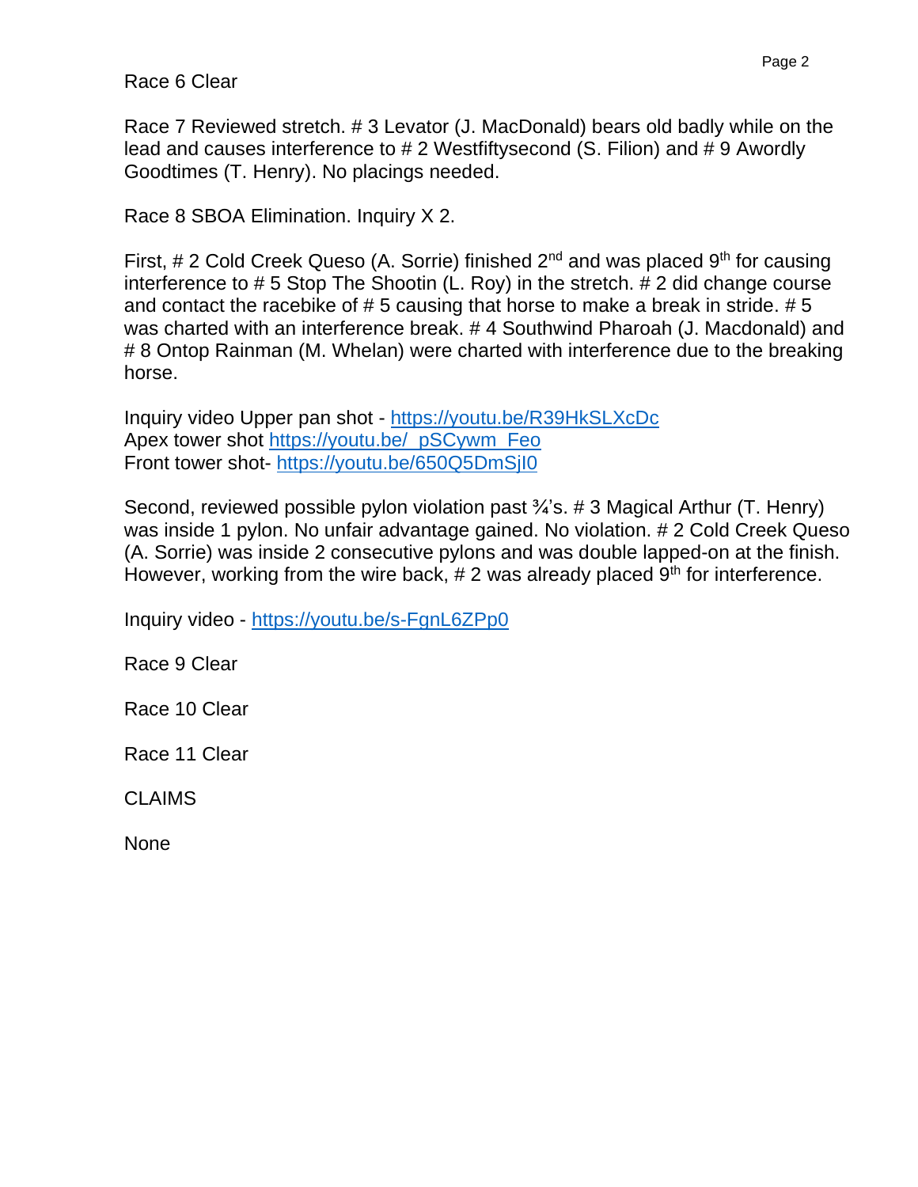Race 6 Clear

Race 7 Reviewed stretch. # 3 Levator (J. MacDonald) bears old badly while on the lead and causes interference to # 2 Westfiftysecond (S. Filion) and # 9 Awordly Goodtimes (T. Henry). No placings needed.

Race 8 SBOA Elimination. Inquiry X 2.

First, # 2 Cold Creek Queso (A. Sorrie) finished 2nd and was placed 9th for causing interference to # 5 Stop The Shootin (L. Roy) in the stretch. # 2 did change course and contact the racebike of # 5 causing that horse to make a break in stride. # 5 was charted with an interference break. # 4 Southwind Pharoah (J. Macdonald) and # 8 Ontop Rainman (M. Whelan) were charted with interference due to the breaking horse.

Inquiry video Upper pan shot - https://youtu.be/R39HkSLXcDc
Apex tower shot https://youtu.be/_pSCywm_Feo
Front tower shot- https://youtu.be/650Q5DmSjI0

Second, reviewed possible pylon violation past ¾'s. # 3 Magical Arthur (T. Henry) was inside 1 pylon. No unfair advantage gained. No violation. # 2 Cold Creek Queso (A. Sorrie) was inside 2 consecutive pylons and was double lapped-on at the finish. However, working from the wire back, # 2 was already placed 9th for interference.

Inquiry video - https://youtu.be/s-FgnL6ZPp0

Race 9 Clear

Race 10 Clear

Race 11 Clear

CLAIMS

None